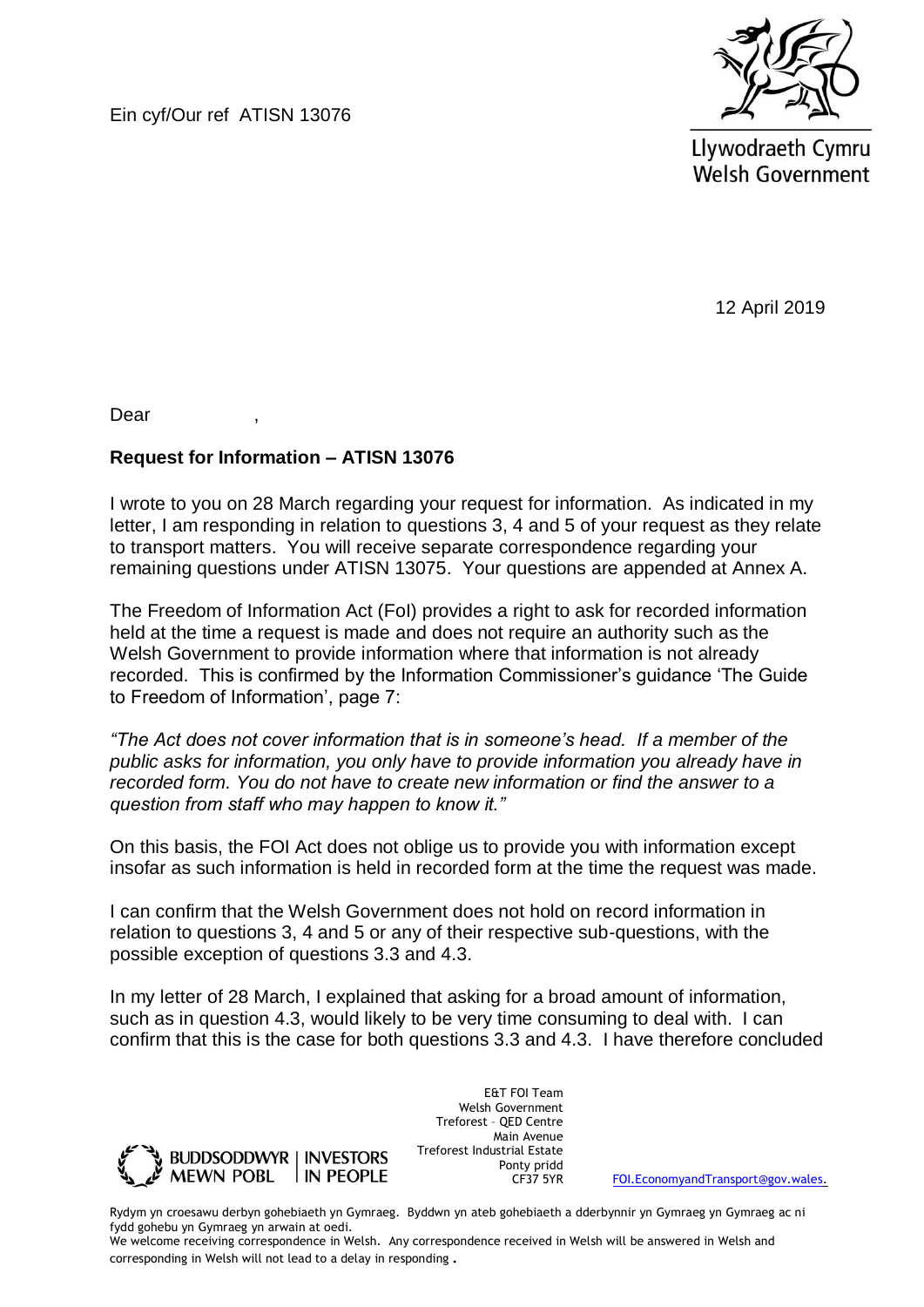Ein cyf/Our ref ATISN 13076

Llywodraeth Cymru
Welsh Government

12 April 2019

Dear ,

**Request for Information – ATISN 13076**

I wrote to you on 28 March regarding your request for information. As indicated in my letter, I am responding in relation to questions 3, 4 and 5 of your request as they relate to transport matters. You will receive separate correspondence regarding your remaining questions under ATISN 13075. Your questions are appended at Annex A.

The Freedom of Information Act (FoI) provides a right to ask for recorded information held at the time a request is made and does not require an authority such as the Welsh Government to provide information where that information is not already recorded. This is confirmed by the Information Commissioner's guidance 'The Guide to Freedom of Information', page 7:

*"The Act does not cover information that is in someone's head. If a member of the public asks for information, you only have to provide information you already have in recorded form. You do not have to create new information or find the answer to a question from staff who may happen to know it."*

On this basis, the FOI Act does not oblige us to provide you with information except insofar as such information is held in recorded form at the time the request was made.

I can confirm that the Welsh Government does not hold on record information in relation to questions 3, 4 and 5 or any of their respective sub-questions, with the possible exception of questions 3.3 and 4.3.

In my letter of 28 March, I explained that asking for a broad amount of information, such as in question 4.3, would likely to be very time consuming to deal with. I can confirm that this is the case for both questions 3.3 and 4.3. I have therefore concluded

BUDDSODDWYR MEWN POBL | INVESTORS IN PEOPLE

E&T FOI Team
Welsh Government
Treforest – QED Centre
Main Avenue
Treforest Industrial Estate
Ponty pridd
CF37 5YR

FOI.EconomyandTransport@gov.wales.

Rydym yn croesawu derbyn gohebiaeth yn Gymraeg. Byddwn yn ateb gohebiaeth a dderbynnir yn Gymraeg yn Gymraeg ac ni fydd gohebu yn Gymraeg yn arwain at oedi.
We welcome receiving correspondence in Welsh. Any correspondence received in Welsh will be answered in Welsh and corresponding in Welsh will not lead to a delay in responding .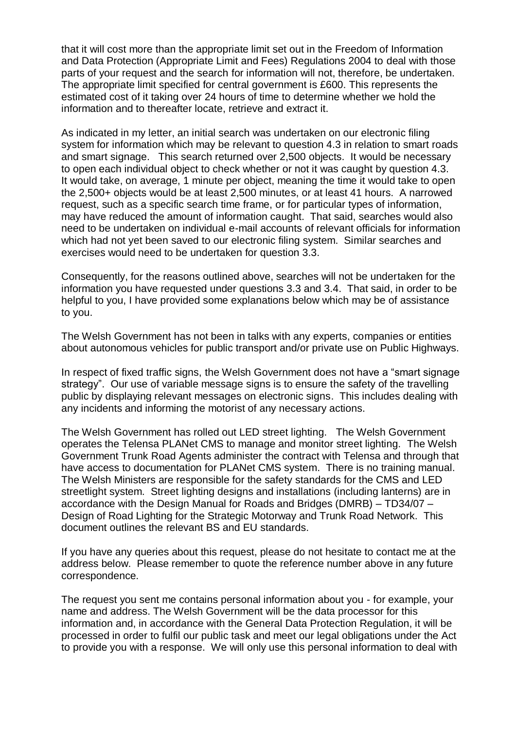that it will cost more than the appropriate limit set out in the Freedom of Information and Data Protection (Appropriate Limit and Fees) Regulations 2004 to deal with those parts of your request and the search for information will not, therefore, be undertaken. The appropriate limit specified for central government is £600. This represents the estimated cost of it taking over 24 hours of time to determine whether we hold the information and to thereafter locate, retrieve and extract it.

As indicated in my letter, an initial search was undertaken on our electronic filing system for information which may be relevant to question 4.3 in relation to smart roads and smart signage. This search returned over 2,500 objects. It would be necessary to open each individual object to check whether or not it was caught by question 4.3. It would take, on average, 1 minute per object, meaning the time it would take to open the 2,500+ objects would be at least 2,500 minutes, or at least 41 hours. A narrowed request, such as a specific search time frame, or for particular types of information, may have reduced the amount of information caught. That said, searches would also need to be undertaken on individual e-mail accounts of relevant officials for information which had not yet been saved to our electronic filing system. Similar searches and exercises would need to be undertaken for question 3.3.

Consequently, for the reasons outlined above, searches will not be undertaken for the information you have requested under questions 3.3 and 3.4. That said, in order to be helpful to you, I have provided some explanations below which may be of assistance to you.

The Welsh Government has not been in talks with any experts, companies or entities about autonomous vehicles for public transport and/or private use on Public Highways.

In respect of fixed traffic signs, the Welsh Government does not have a "smart signage strategy". Our use of variable message signs is to ensure the safety of the travelling public by displaying relevant messages on electronic signs. This includes dealing with any incidents and informing the motorist of any necessary actions.

The Welsh Government has rolled out LED street lighting. The Welsh Government operates the Telensa PLANet CMS to manage and monitor street lighting. The Welsh Government Trunk Road Agents administer the contract with Telensa and through that have access to documentation for PLANet CMS system. There is no training manual. The Welsh Ministers are responsible for the safety standards for the CMS and LED streetlight system. Street lighting designs and installations (including lanterns) are in accordance with the Design Manual for Roads and Bridges (DMRB) – TD34/07 – Design of Road Lighting for the Strategic Motorway and Trunk Road Network. This document outlines the relevant BS and EU standards.

If you have any queries about this request, please do not hesitate to contact me at the address below. Please remember to quote the reference number above in any future correspondence.

The request you sent me contains personal information about you - for example, your name and address. The Welsh Government will be the data processor for this information and, in accordance with the General Data Protection Regulation, it will be processed in order to fulfil our public task and meet our legal obligations under the Act to provide you with a response. We will only use this personal information to deal with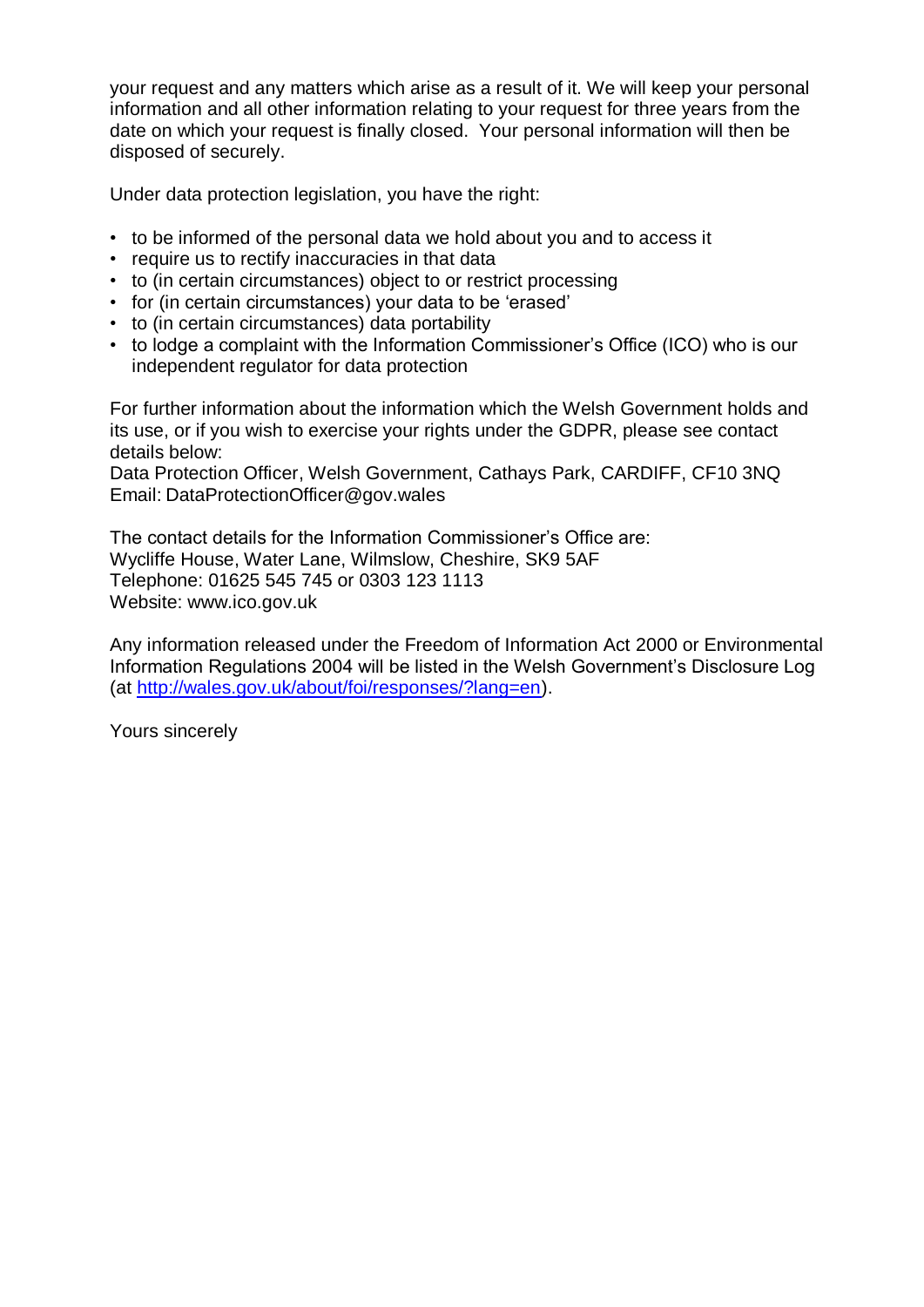your request and any matters which arise as a result of it. We will keep your personal information and all other information relating to your request for three years from the date on which your request is finally closed. Your personal information will then be disposed of securely.

Under data protection legislation, you have the right:

- to be informed of the personal data we hold about you and to access it
- require us to rectify inaccuracies in that data
- to (in certain circumstances) object to or restrict processing
- for (in certain circumstances) your data to be 'erased'
- to (in certain circumstances) data portability
- to lodge a complaint with the Information Commissioner's Office (ICO) who is our independent regulator for data protection

For further information about the information which the Welsh Government holds and its use, or if you wish to exercise your rights under the GDPR, please see contact details below:
Data Protection Officer, Welsh Government, Cathays Park, CARDIFF, CF10 3NQ
Email: DataProtectionOfficer@gov.wales

The contact details for the Information Commissioner's Office are:
Wycliffe House, Water Lane, Wilmslow, Cheshire, SK9 5AF
Telephone: 01625 545 745 or 0303 123 1113
Website: www.ico.gov.uk

Any information released under the Freedom of Information Act 2000 or Environmental Information Regulations 2004 will be listed in the Welsh Government's Disclosure Log (at http://wales.gov.uk/about/foi/responses/?lang=en).

Yours sincerely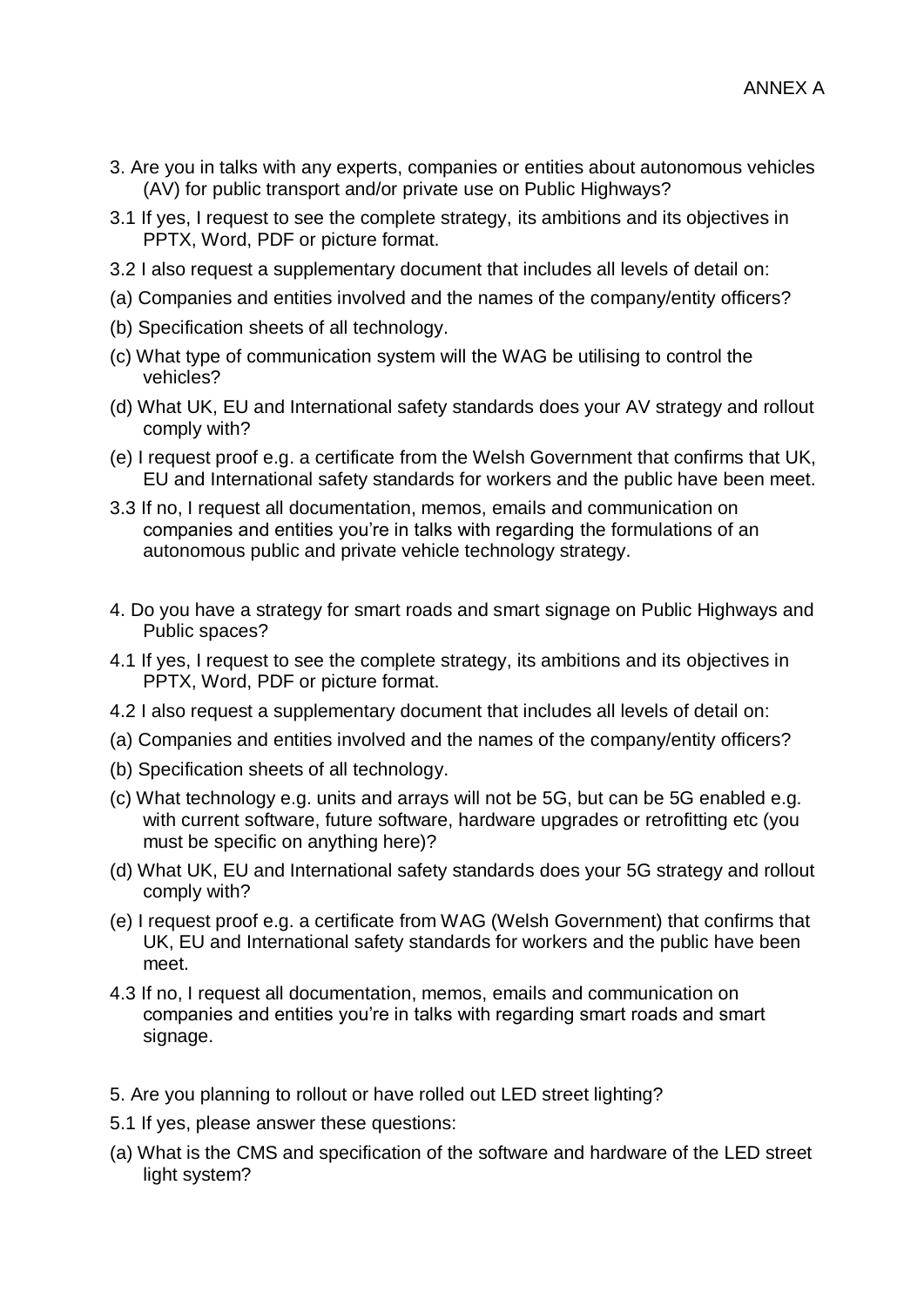ANNEX A

3. Are you in talks with any experts, companies or entities about autonomous vehicles (AV) for public transport and/or private use on Public Highways?

3.1 If yes, I request to see the complete strategy, its ambitions and its objectives in PPTX, Word, PDF or picture format.

3.2 I also request a supplementary document that includes all levels of detail on:

(a) Companies and entities involved and the names of the company/entity officers?

(b) Specification sheets of all technology.

(c) What type of communication system will the WAG be utilising to control the vehicles?

(d) What UK, EU and International safety standards does your AV strategy and rollout comply with?

(e) I request proof e.g. a certificate from the Welsh Government that confirms that UK, EU and International safety standards for workers and the public have been meet.

3.3 If no, I request all documentation, memos, emails and communication on companies and entities you're in talks with regarding the formulations of an autonomous public and private vehicle technology strategy.

4. Do you have a strategy for smart roads and smart signage on Public Highways and Public spaces?

4.1 If yes, I request to see the complete strategy, its ambitions and its objectives in PPTX, Word, PDF or picture format.

4.2 I also request a supplementary document that includes all levels of detail on:

(a) Companies and entities involved and the names of the company/entity officers?

(b) Specification sheets of all technology.

(c) What technology e.g. units and arrays will not be 5G, but can be 5G enabled e.g. with current software, future software, hardware upgrades or retrofitting etc (you must be specific on anything here)?

(d) What UK, EU and International safety standards does your 5G strategy and rollout comply with?

(e) I request proof e.g. a certificate from WAG (Welsh Government) that confirms that UK, EU and International safety standards for workers and the public have been meet.

4.3 If no, I request all documentation, memos, emails and communication on companies and entities you're in talks with regarding smart roads and smart signage.

5. Are you planning to rollout or have rolled out LED street lighting?

5.1 If yes, please answer these questions:

(a) What is the CMS and specification of the software and hardware of the LED street light system?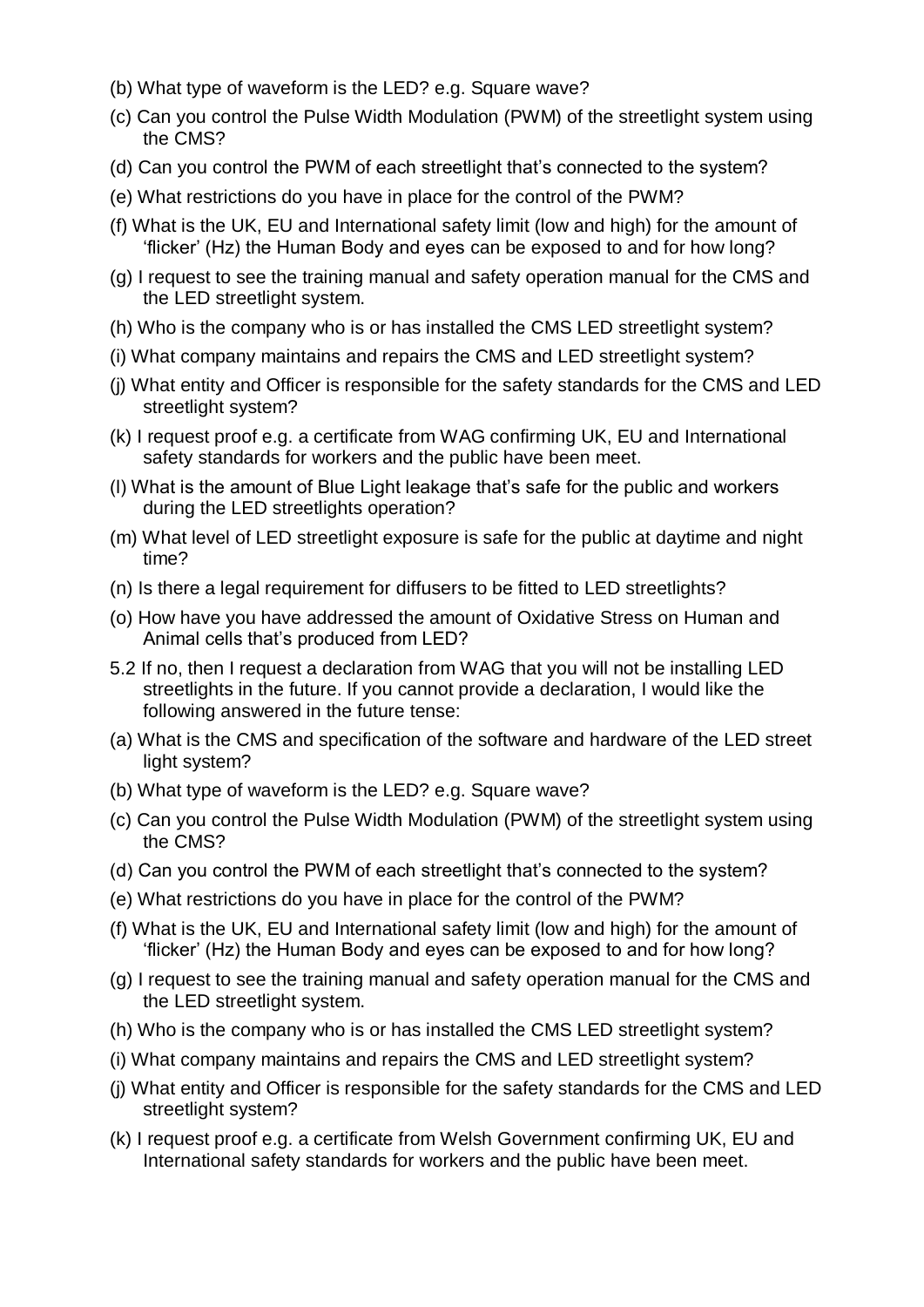(b) What type of waveform is the LED? e.g. Square wave?

(c) Can you control the Pulse Width Modulation (PWM) of the streetlight system using the CMS?

(d) Can you control the PWM of each streetlight that's connected to the system?

(e) What restrictions do you have in place for the control of the PWM?

(f) What is the UK, EU and International safety limit (low and high) for the amount of 'flicker' (Hz) the Human Body and eyes can be exposed to and for how long?

(g) I request to see the training manual and safety operation manual for the CMS and the LED streetlight system.

(h) Who is the company who is or has installed the CMS LED streetlight system?

(i) What company maintains and repairs the CMS and LED streetlight system?

(j) What entity and Officer is responsible for the safety standards for the CMS and LED streetlight system?

(k) I request proof e.g. a certificate from WAG confirming UK, EU and International safety standards for workers and the public have been meet.

(l) What is the amount of Blue Light leakage that's safe for the public and workers during the LED streetlights operation?

(m) What level of LED streetlight exposure is safe for the public at daytime and night time?

(n) Is there a legal requirement for diffusers to be fitted to LED streetlights?

(o) How have you have addressed the amount of Oxidative Stress on Human and Animal cells that's produced from LED?

5.2 If no, then I request a declaration from WAG that you will not be installing LED streetlights in the future. If you cannot provide a declaration, I would like the following answered in the future tense:

(a) What is the CMS and specification of the software and hardware of the LED street light system?

(b) What type of waveform is the LED? e.g. Square wave?

(c) Can you control the Pulse Width Modulation (PWM) of the streetlight system using the CMS?

(d) Can you control the PWM of each streetlight that's connected to the system?

(e) What restrictions do you have in place for the control of the PWM?

(f) What is the UK, EU and International safety limit (low and high) for the amount of 'flicker' (Hz) the Human Body and eyes can be exposed to and for how long?

(g) I request to see the training manual and safety operation manual for the CMS and the LED streetlight system.

(h) Who is the company who is or has installed the CMS LED streetlight system?

(i) What company maintains and repairs the CMS and LED streetlight system?

(j) What entity and Officer is responsible for the safety standards for the CMS and LED streetlight system?

(k) I request proof e.g. a certificate from Welsh Government confirming UK, EU and International safety standards for workers and the public have been meet.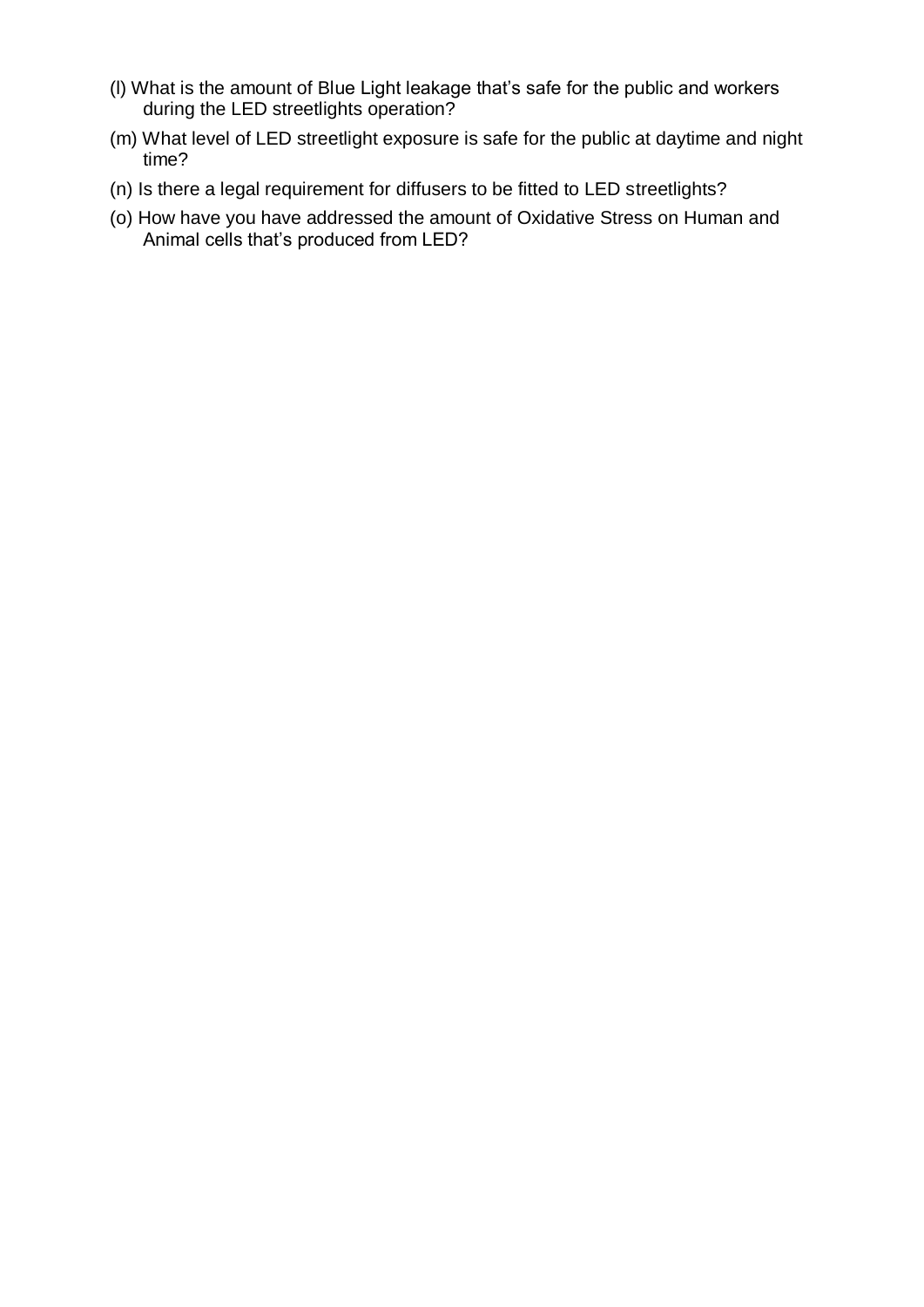(l) What is the amount of Blue Light leakage that's safe for the public and workers during the LED streetlights operation?

(m) What level of LED streetlight exposure is safe for the public at daytime and night time?

(n) Is there a legal requirement for diffusers to be fitted to LED streetlights?

(o) How have you have addressed the amount of Oxidative Stress on Human and Animal cells that's produced from LED?